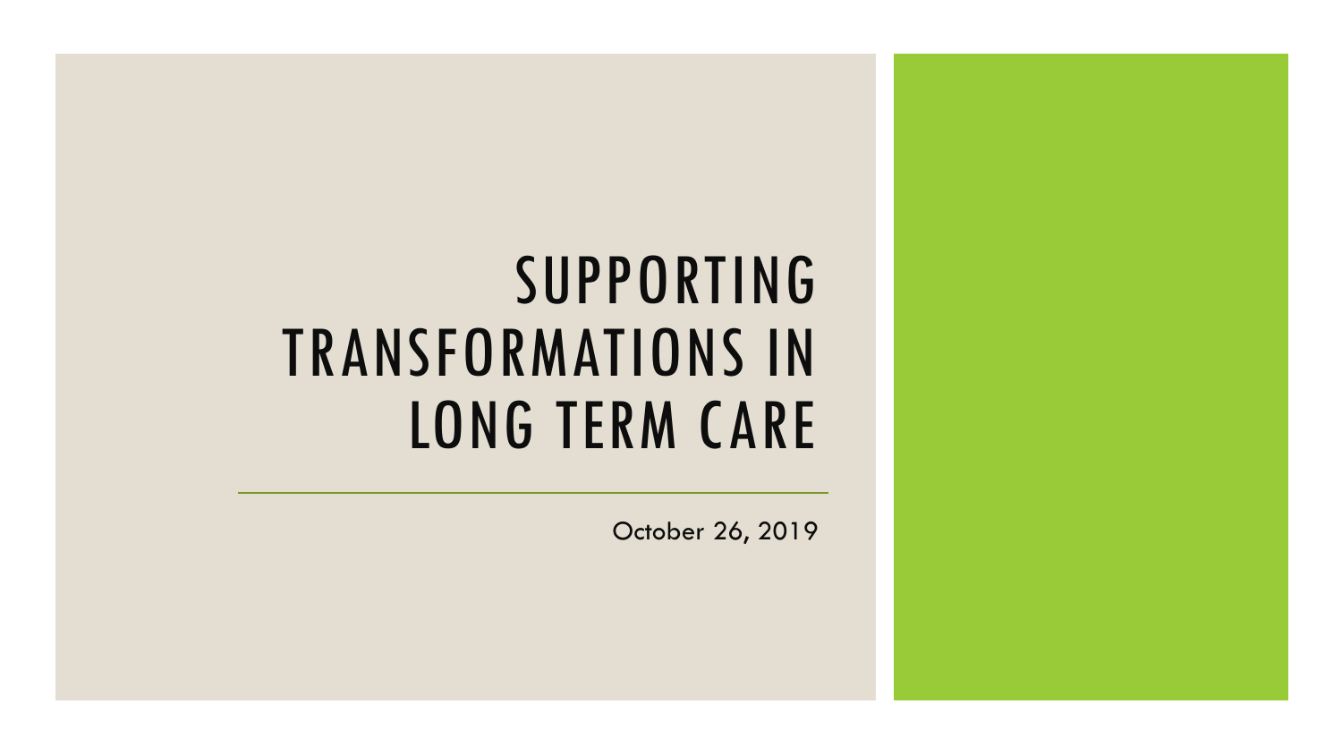# SUPPORTING TRANSFORMATIONS IN LONG TERM CARE

October 26, 2019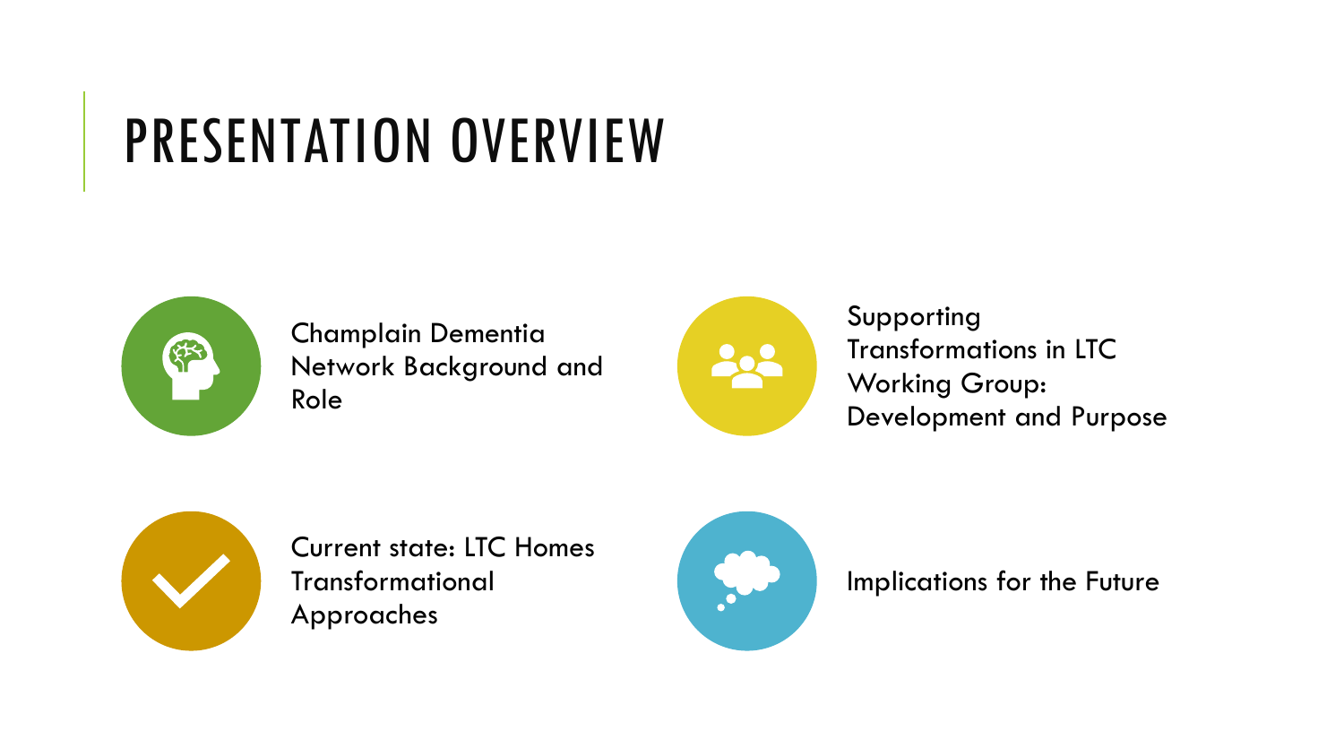# PRESENTATION OVERVIEW

- Champlain Dementia Network Background and Role
- Supporting Transformations in LTC Working Group: Development and Purpose
- Current state: LTC Homes Transformational Approaches
- Implications for the Future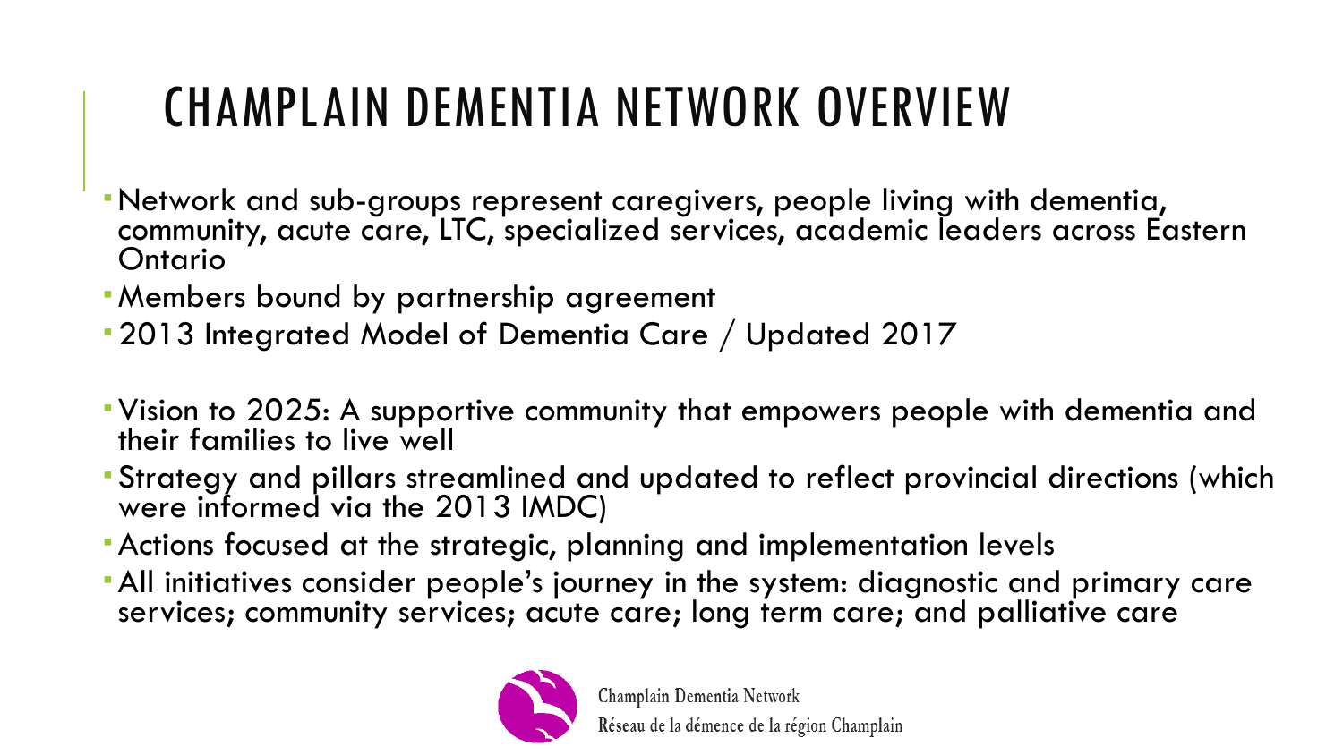# CHAMPLAIN DEMENTIA NETWORK OVERVIEW

- Network and sub-groups represent caregivers, people living with dementia, community, acute care, LTC, specialized services, academic leaders across Eastern Ontario
- Members bound by partnership agreement
- 2013 Integrated Model of Dementia Care / Updated 2017

- Vision to 2025: A supportive community that empowers people with dementia and their families to live well
- Strategy and pillars streamlined and updated to reflect provincial directions (which were informed via the 2013 IMDC)
- Actions focused at the strategic, planning and implementation levels
- All initiatives consider people's journey in the system: diagnostic and primary care services; community services; acute care; long term care; and palliative care

Champlain Dementia Network
Réseau de la démence de la région Champlain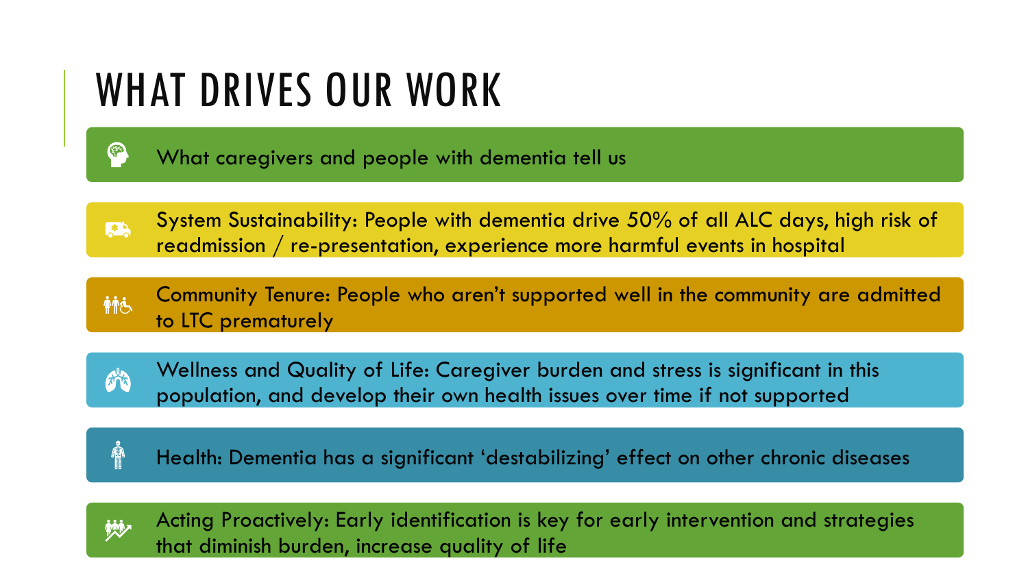# WHAT DRIVES OUR WORK

- What caregivers and people with dementia tell us
- System Sustainability: People with dementia drive 50% of all ALC days, high risk of readmission / re-presentation, experience more harmful events in hospital
- Community Tenure: People who aren't supported well in the community are admitted to LTC prematurely
- Wellness and Quality of Life: Caregiver burden and stress is significant in this population, and develop their own health issues over time if not supported
- Health: Dementia has a significant 'destabilizing' effect on other chronic diseases
- Acting Proactively: Early identification is key for early intervention and strategies that diminish burden, increase quality of life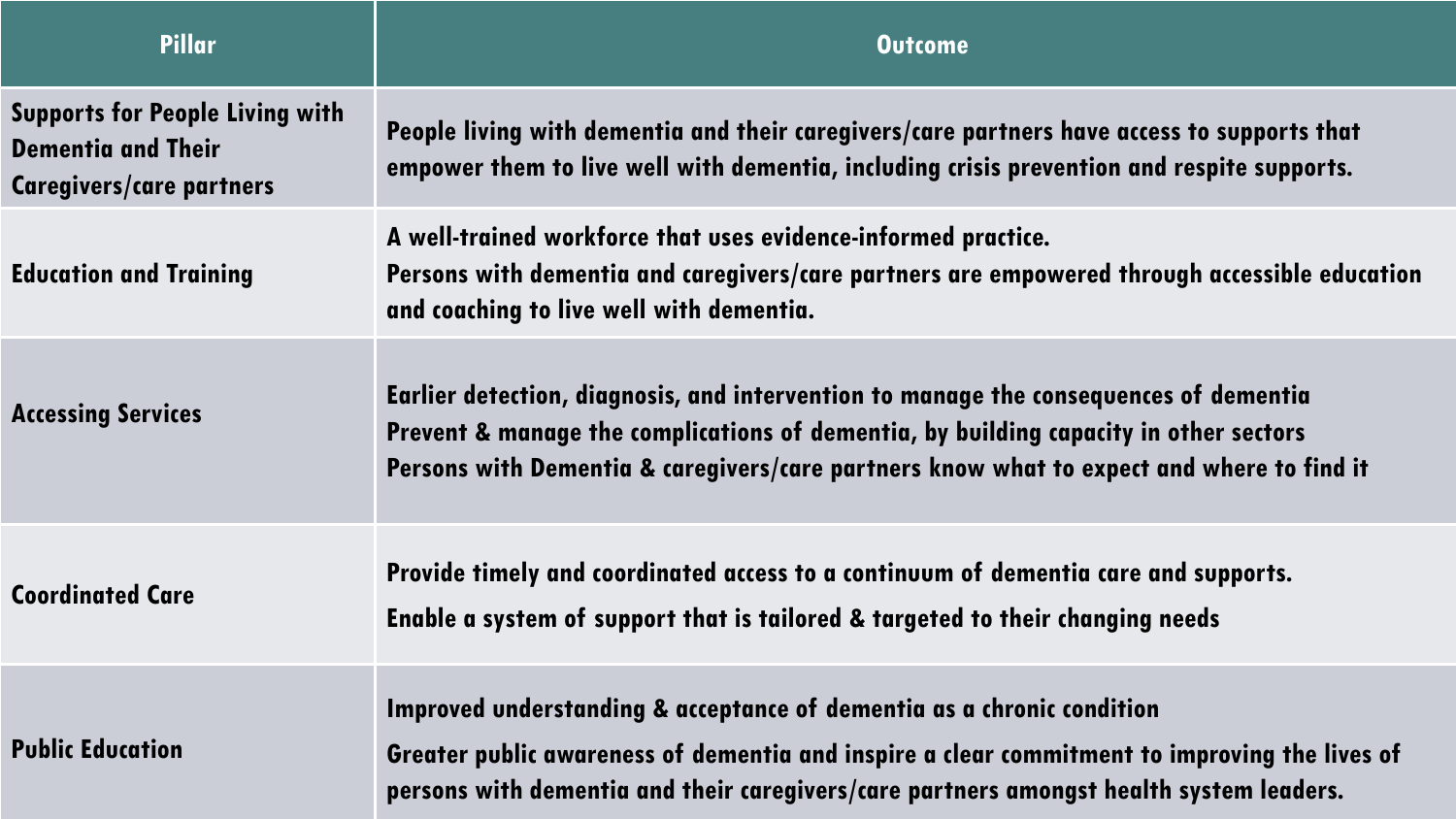| Pillar | Outcome |
| --- | --- |
| Supports for People Living with Dementia and Their Caregivers/care partners | People living with dementia and their caregivers/care partners have access to supports that empower them to live well with dementia, including crisis prevention and respite supports. |
| Education and Training | A well-trained workforce that uses evidence-informed practice.<br>Persons with dementia and caregivers/care partners are empowered through accessible education and coaching to live well with dementia. |
| Accessing Services | Earlier detection, diagnosis, and intervention to manage the consequences of dementia<br>Prevent & manage the complications of dementia, by building capacity in other sectors<br>Persons with Dementia & caregivers/care partners know what to expect and where to find it |
| Coordinated Care | Provide timely and coordinated access to a continuum of dementia care and supports.<br>Enable a system of support that is tailored & targeted to their changing needs |
| Public Education | Improved understanding & acceptance of dementia as a chronic condition<br>Greater public awareness of dementia and inspire a clear commitment to improving the lives of persons with dementia and their caregivers/care partners amongst health system leaders. |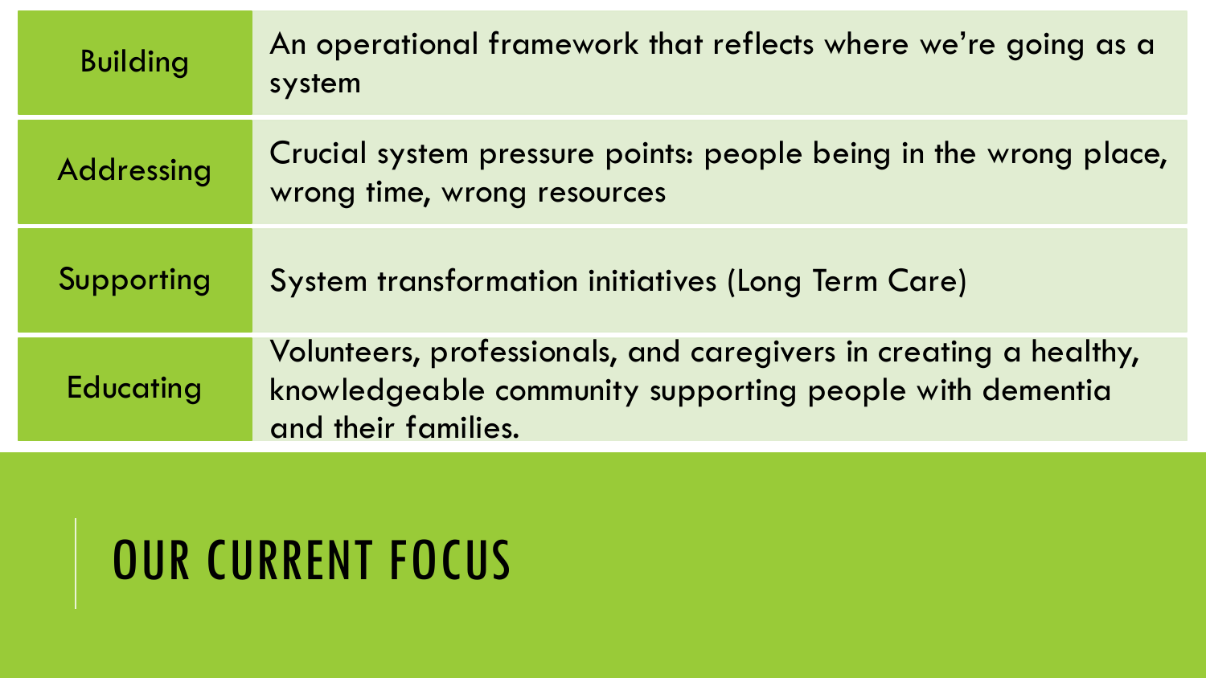# OUR CURRENT FOCUS

| | |
|---|---|
| Building | An operational framework that reflects where we're going as a system |
| Addressing | Crucial system pressure points: people being in the wrong place, wrong time, wrong resources |
| Supporting | System transformation initiatives (Long Term Care) |
| Educating | Volunteers, professionals, and caregivers in creating a healthy, knowledgeable community supporting people with dementia and their families. |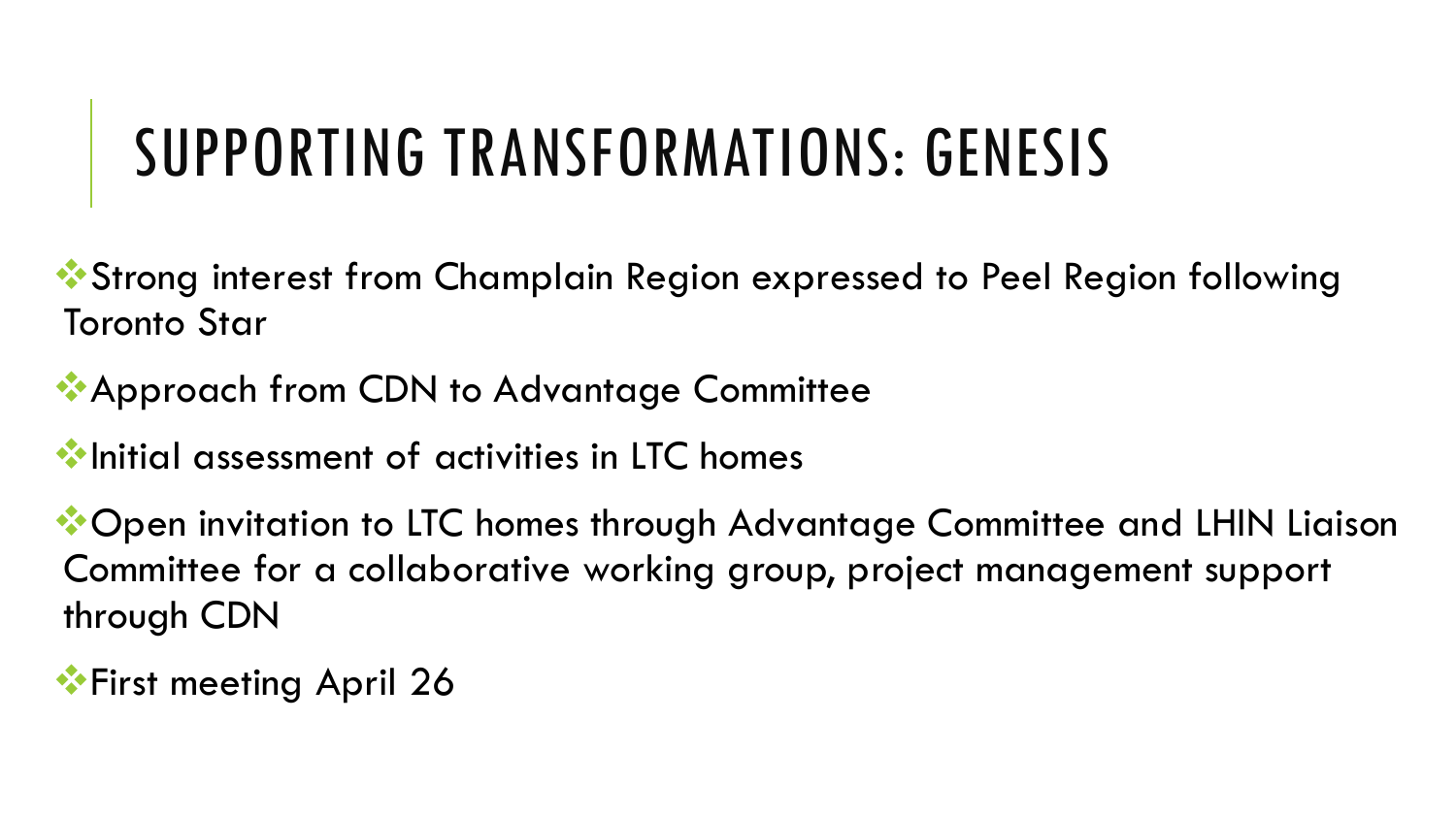# SUPPORTING TRANSFORMATIONS: GENESIS

- Strong interest from Champlain Region expressed to Peel Region following Toronto Star
- Approach from CDN to Advantage Committee
- Initial assessment of activities in LTC homes
- Open invitation to LTC homes through Advantage Committee and LHIN Liaison Committee for a collaborative working group, project management support through CDN
- First meeting April 26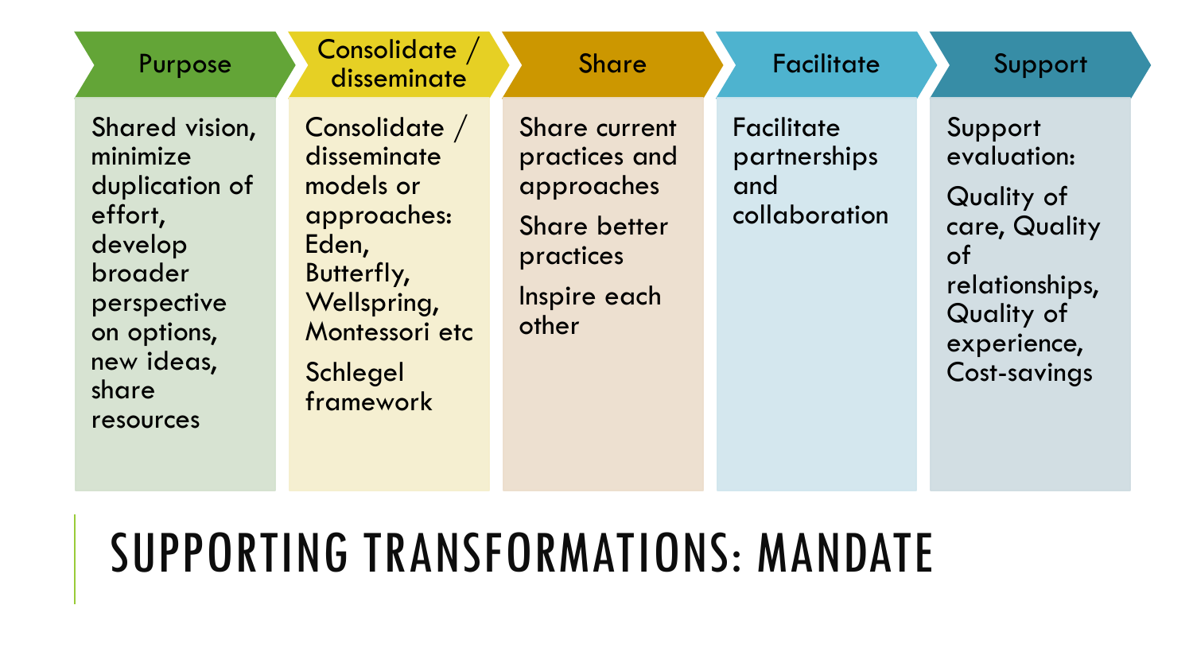# SUPPORTING TRANSFORMATIONS: MANDATE

| Purpose | Consolidate / disseminate | Share | Facilitate | Support |
|---|---|---|---|---|
| Shared vision, minimize duplication of effort, develop broader perspective on options, new ideas, share resources | Consolidate / disseminate models or approaches: Eden, Butterfly, Wellspring, Montessori etc<br><br>Schlegel framework | Share current practices and approaches<br><br>Share better practices<br><br>Inspire each other | Facilitate partnerships and collaboration | Support evaluation:<br><br>Quality of care, Quality of relationships, Quality of experience, Cost-savings |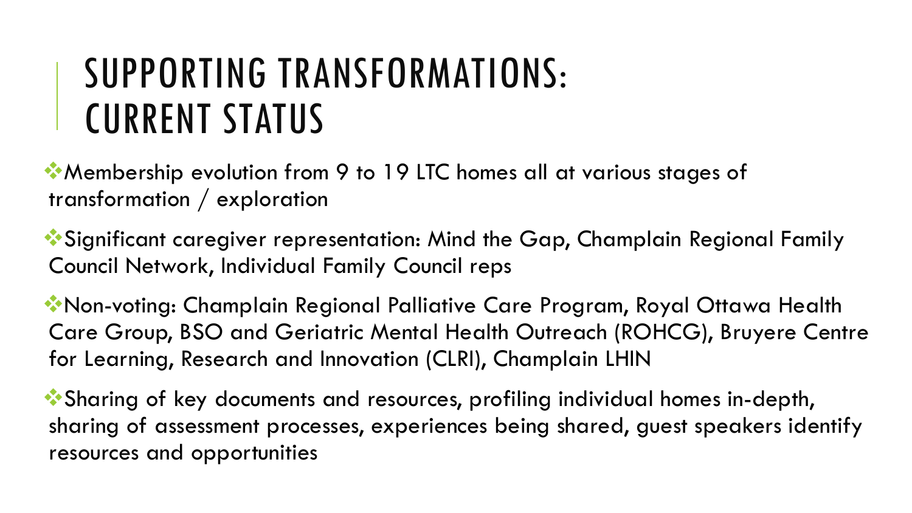# SUPPORTING TRANSFORMATIONS: CURRENT STATUS

- Membership evolution from 9 to 19 LTC homes all at various stages of transformation / exploration
- Significant caregiver representation: Mind the Gap, Champlain Regional Family Council Network, Individual Family Council reps
- Non-voting: Champlain Regional Palliative Care Program, Royal Ottawa Health Care Group, BSO and Geriatric Mental Health Outreach (ROHCG), Bruyere Centre for Learning, Research and Innovation (CLRI), Champlain LHIN
- Sharing of key documents and resources, profiling individual homes in-depth, sharing of assessment processes, experiences being shared, guest speakers identify resources and opportunities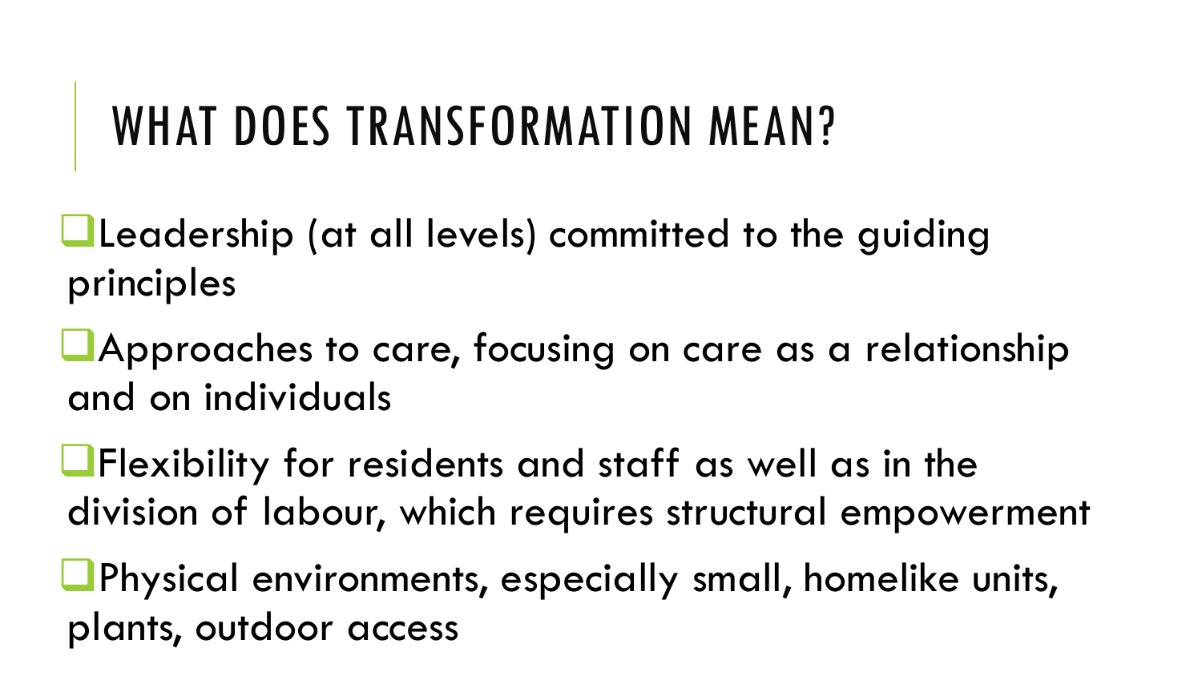# WHAT DOES TRANSFORMATION MEAN?

- Leadership (at all levels) committed to the guiding principles
- Approaches to care, focusing on care as a relationship and on individuals
- Flexibility for residents and staff as well as in the division of labour, which requires structural empowerment
- Physical environments, especially small, homelike units, plants, outdoor access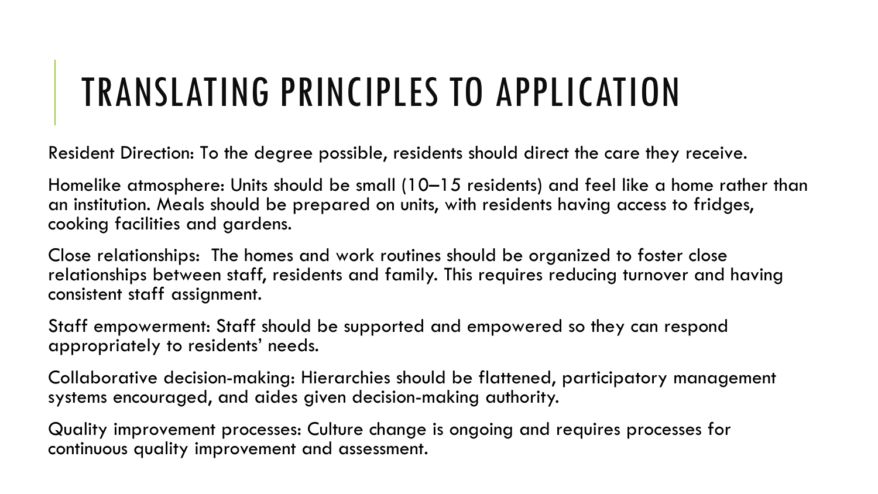# TRANSLATING PRINCIPLES TO APPLICATION

Resident Direction: To the degree possible, residents should direct the care they receive.

Homelike atmosphere: Units should be small (10–15 residents) and feel like a home rather than an institution. Meals should be prepared on units, with residents having access to fridges, cooking facilities and gardens.

Close relationships: The homes and work routines should be organized to foster close relationships between staff, residents and family. This requires reducing turnover and having consistent staff assignment.

Staff empowerment: Staff should be supported and empowered so they can respond appropriately to residents' needs.

Collaborative decision-making: Hierarchies should be flattened, participatory management systems encouraged, and aides given decision-making authority.

Quality improvement processes: Culture change is ongoing and requires processes for continuous quality improvement and assessment.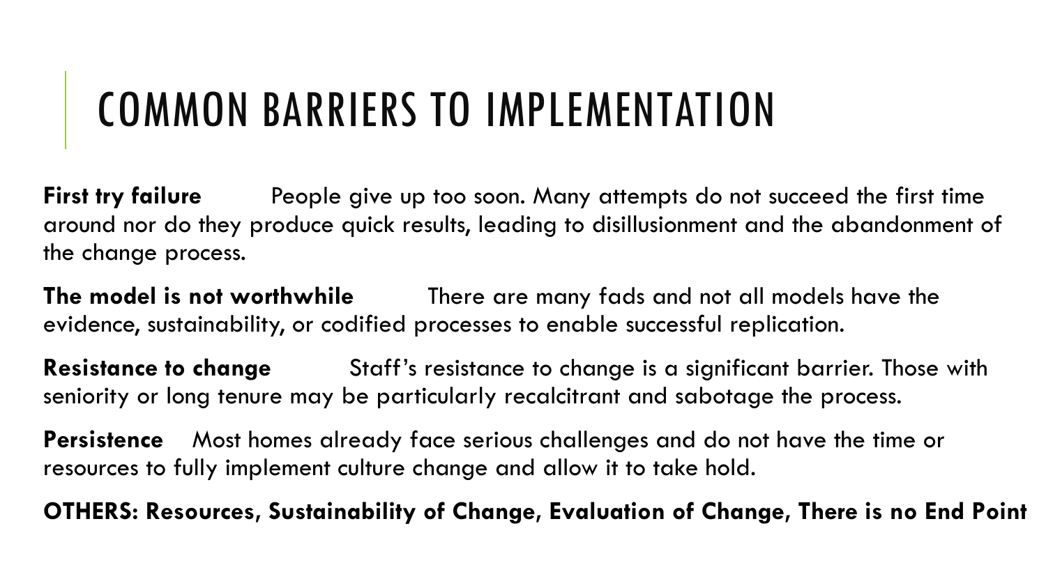# COMMON BARRIERS TO IMPLEMENTATION

**First try failure** People give up too soon. Many attempts do not succeed the first time around nor do they produce quick results, leading to disillusionment and the abandonment of the change process.

**The model is not worthwhile** There are many fads and not all models have the evidence, sustainability, or codified processes to enable successful replication.

**Resistance to change** Staff's resistance to change is a significant barrier. Those with seniority or long tenure may be particularly recalcitrant and sabotage the process.

**Persistence** Most homes already face serious challenges and do not have the time or resources to fully implement culture change and allow it to take hold.

**OTHERS: Resources, Sustainability of Change, Evaluation of Change, There is no End Point**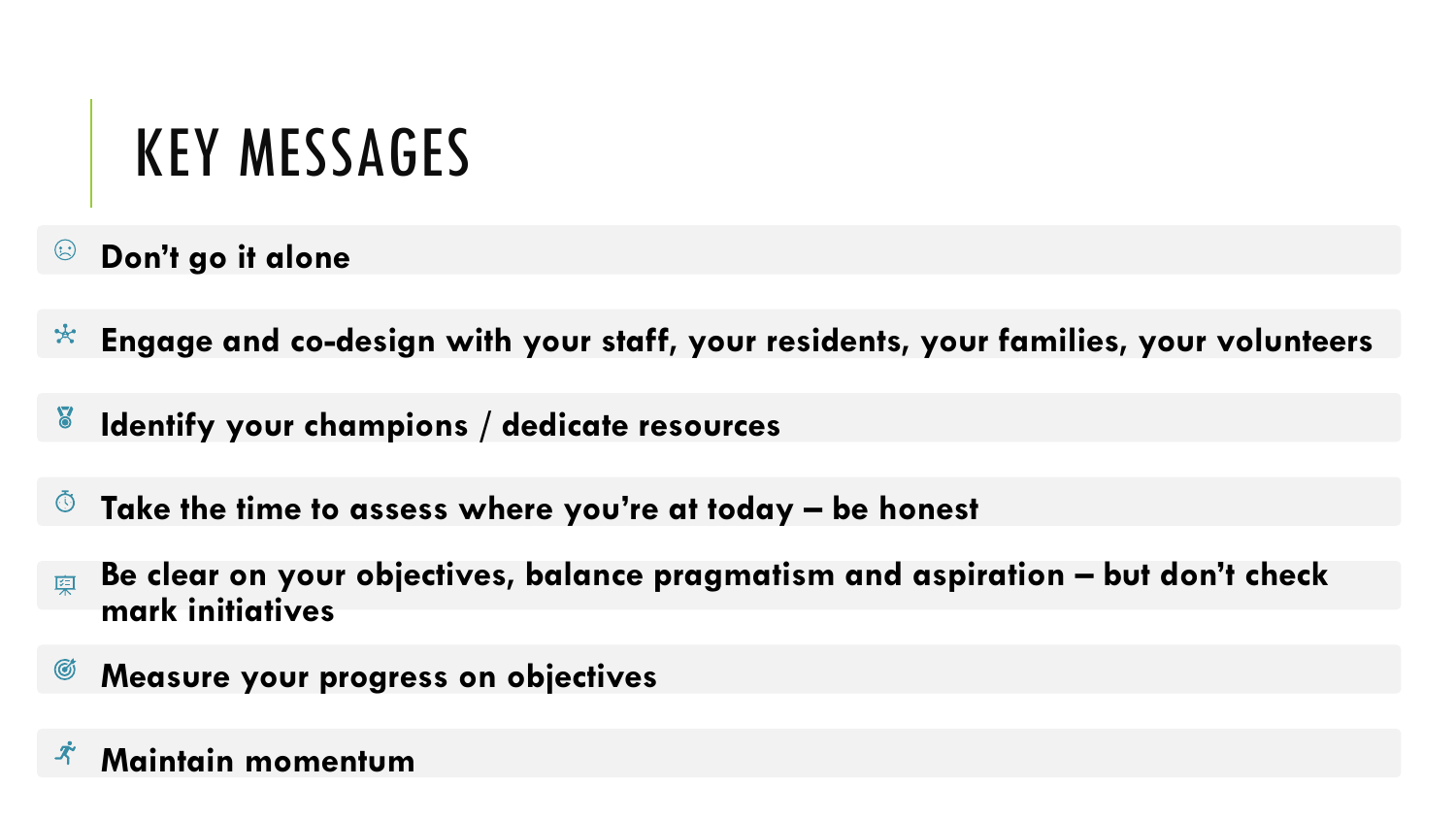# KEY MESSAGES

- **Don't go it alone**
- **Engage and co-design with your staff, your residents, your families, your volunteers**
- **Identify your champions / dedicate resources**
- **Take the time to assess where you're at today – be honest**
- **Be clear on your objectives, balance pragmatism and aspiration – but don't check mark initiatives**
- **Measure your progress on objectives**
- **Maintain momentum**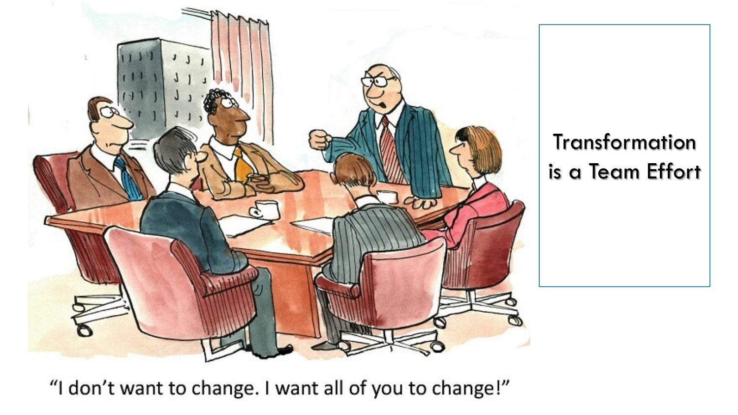“I don’t want to change. I want all of you to change!”

Transformation is a Team Effort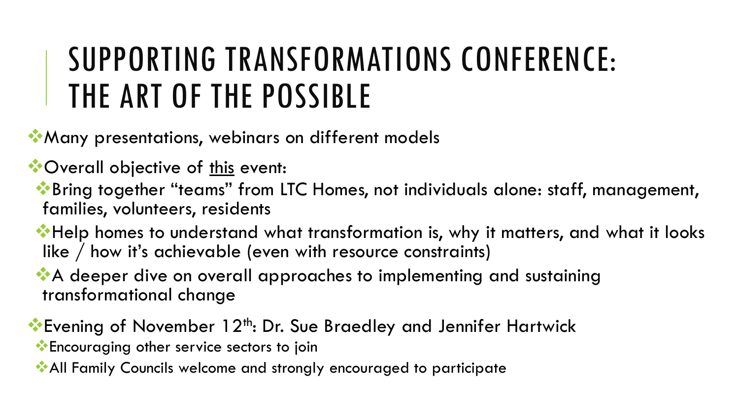# SUPPORTING TRANSFORMATIONS CONFERENCE: THE ART OF THE POSSIBLE

- Many presentations, webinars on different models
- Overall objective of <u>this</u> event:
  - Bring together "teams" from LTC Homes, not individuals alone: staff, management, families, volunteers, residents
  - Help homes to understand what transformation is, why it matters, and what it looks like / how it's achievable (even with resource constraints)
  - A deeper dive on overall approaches to implementing and sustaining transformational change
- Evening of November 12th: Dr. Sue Braedley and Jennifer Hartwick
  - Encouraging other service sectors to join
  - All Family Councils welcome and strongly encouraged to participate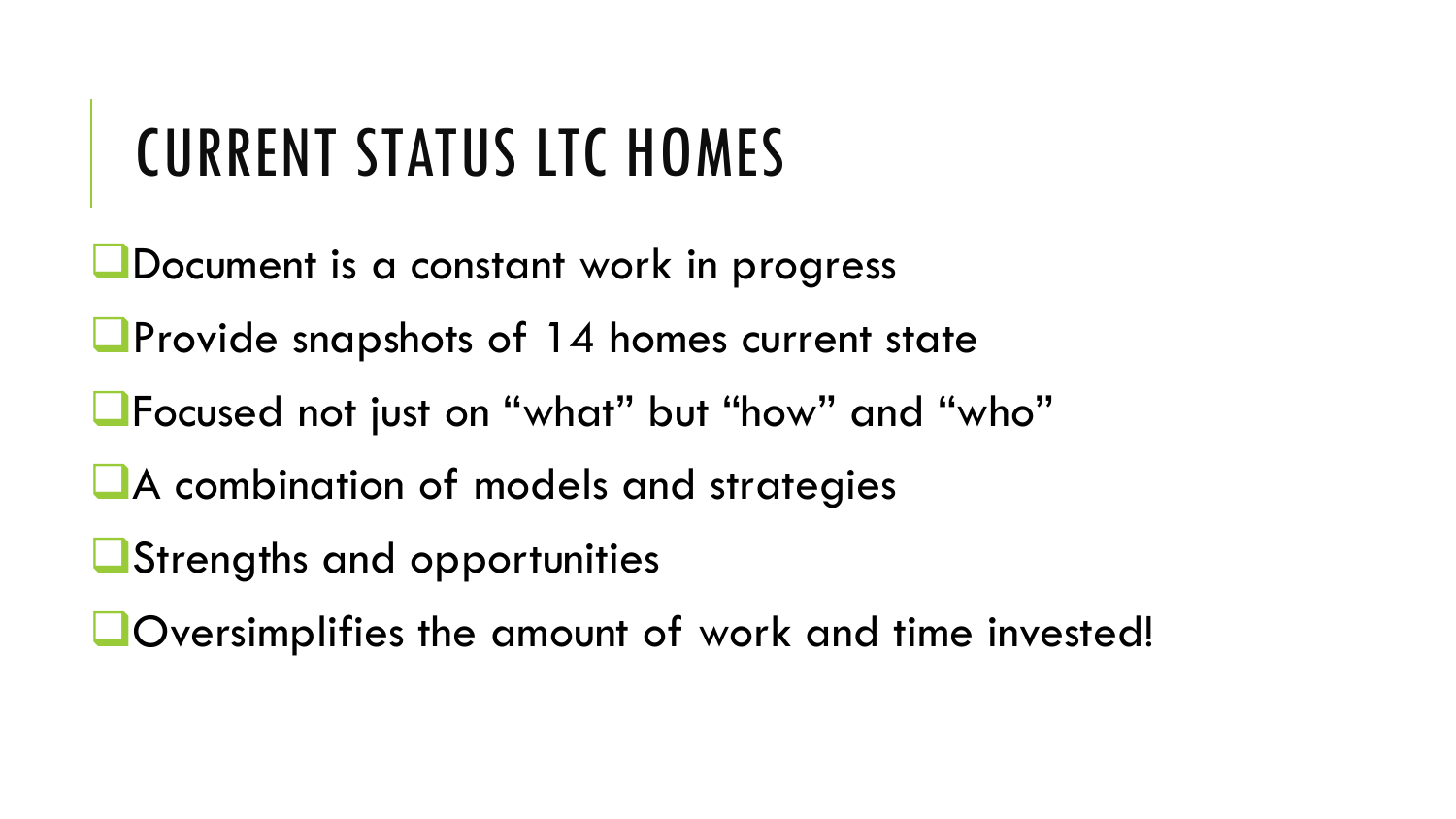# CURRENT STATUS LTC HOMES

- Document is a constant work in progress
- Provide snapshots of 14 homes current state
- Focused not just on “what” but “how” and “who”
- A combination of models and strategies
- Strengths and opportunities
- Oversimplifies the amount of work and time invested!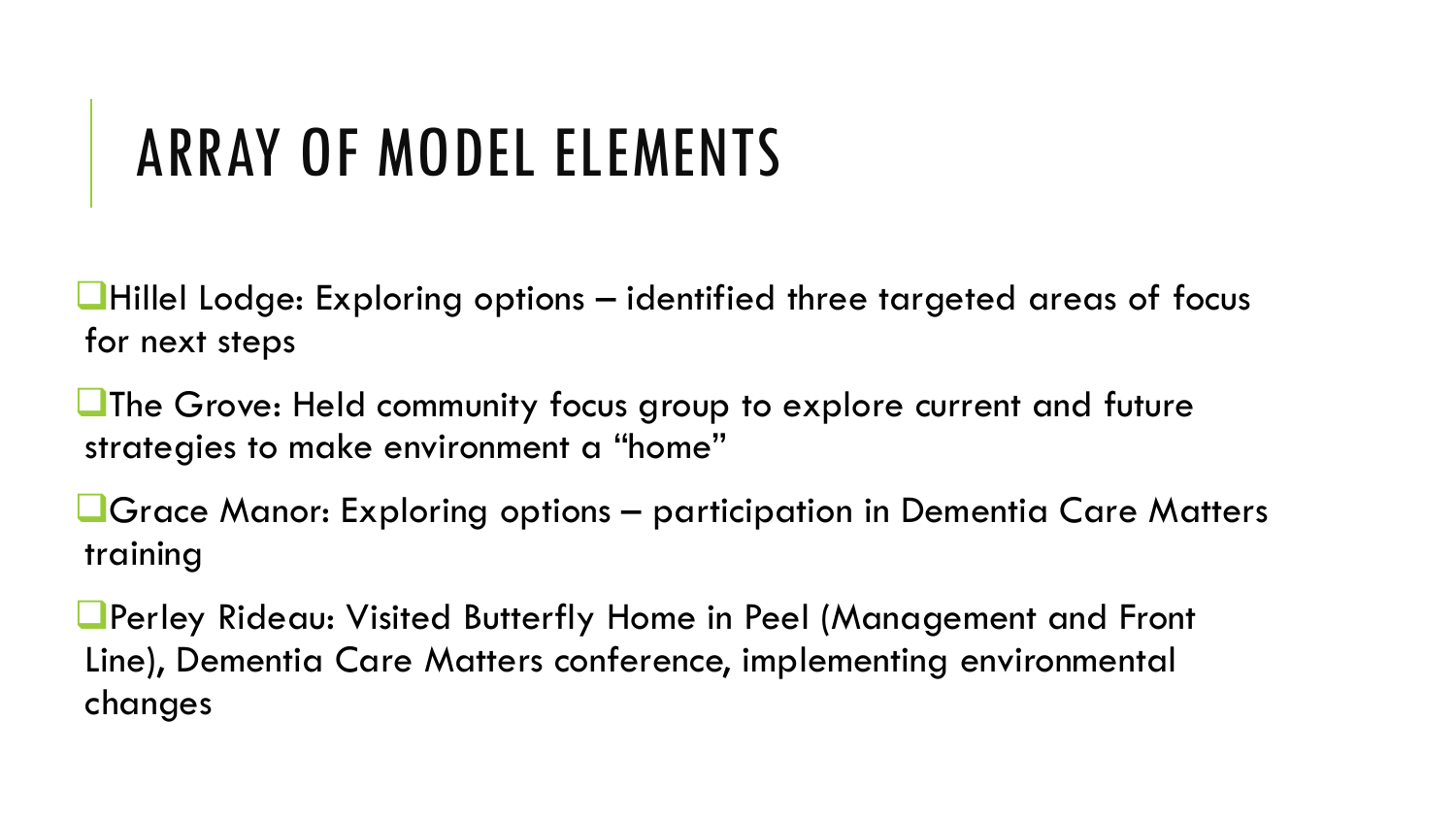# ARRAY OF MODEL ELEMENTS

- Hillel Lodge: Exploring options – identified three targeted areas of focus for next steps
- The Grove: Held community focus group to explore current and future strategies to make environment a "home"
- Grace Manor: Exploring options – participation in Dementia Care Matters training
- Perley Rideau: Visited Butterfly Home in Peel (Management and Front Line), Dementia Care Matters conference, implementing environmental changes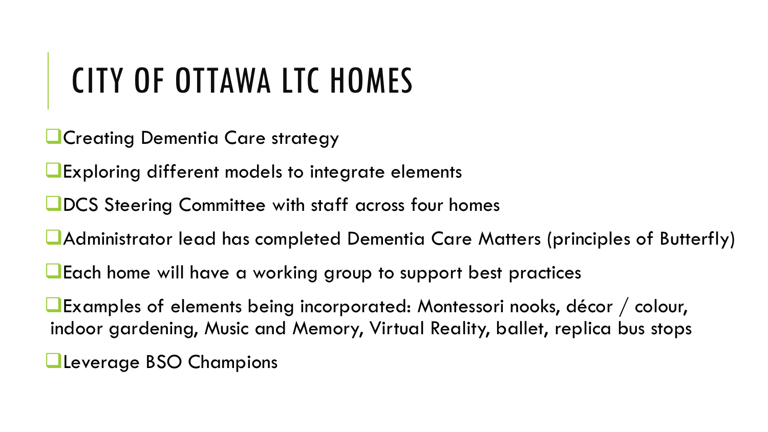# CITY OF OTTAWA LTC HOMES

- Creating Dementia Care strategy
- Exploring different models to integrate elements
- DCS Steering Committee with staff across four homes
- Administrator lead has completed Dementia Care Matters (principles of Butterfly)
- Each home will have a working group to support best practices
- Examples of elements being incorporated: Montessori nooks, décor / colour, indoor gardening, Music and Memory, Virtual Reality, ballet, replica bus stops
- Leverage BSO Champions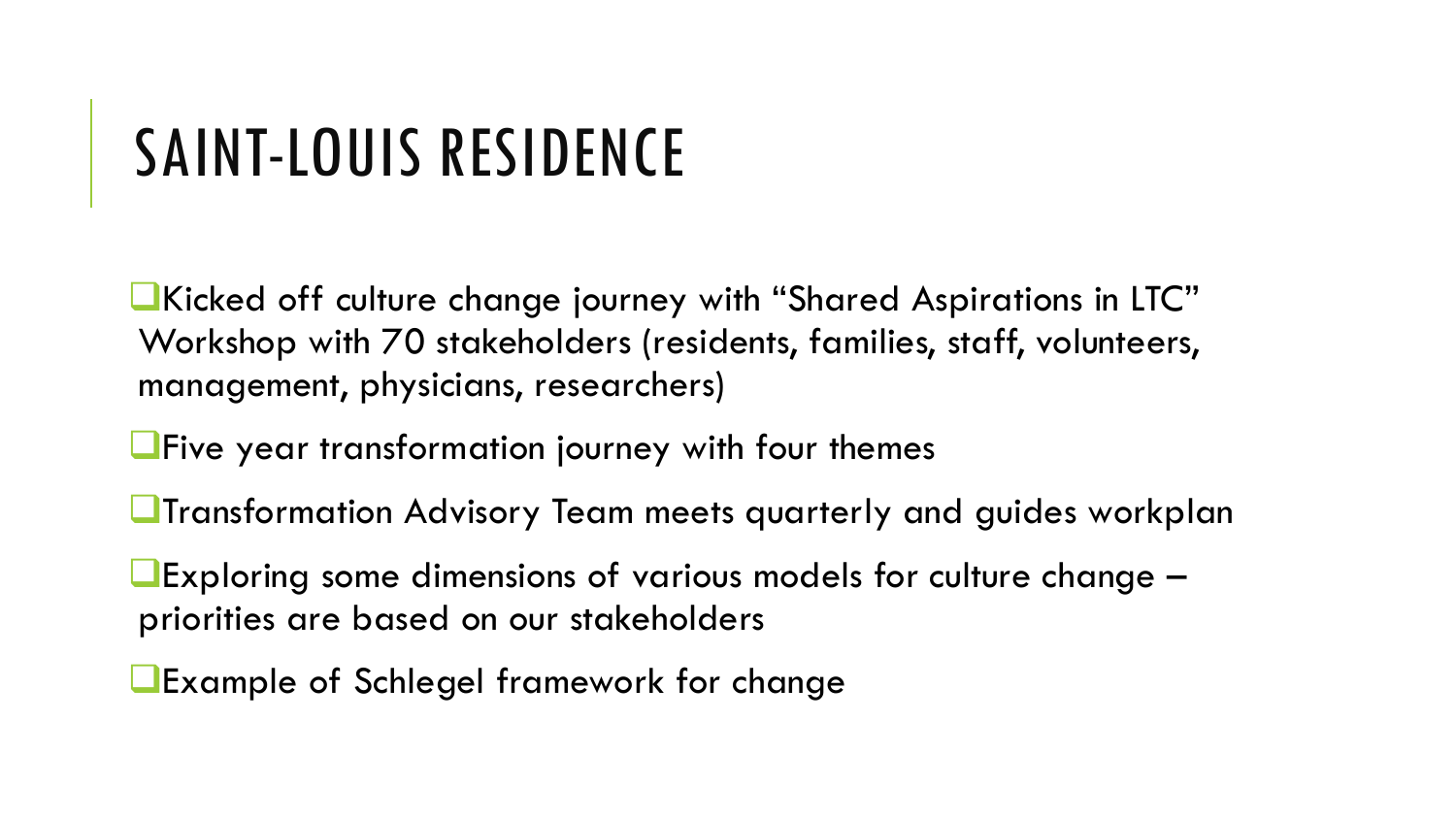# SAINT-LOUIS RESIDENCE

- Kicked off culture change journey with "Shared Aspirations in LTC" Workshop with 70 stakeholders (residents, families, staff, volunteers, management, physicians, researchers)
- Five year transformation journey with four themes
- Transformation Advisory Team meets quarterly and guides workplan
- Exploring some dimensions of various models for culture change – priorities are based on our stakeholders
- Example of Schlegel framework for change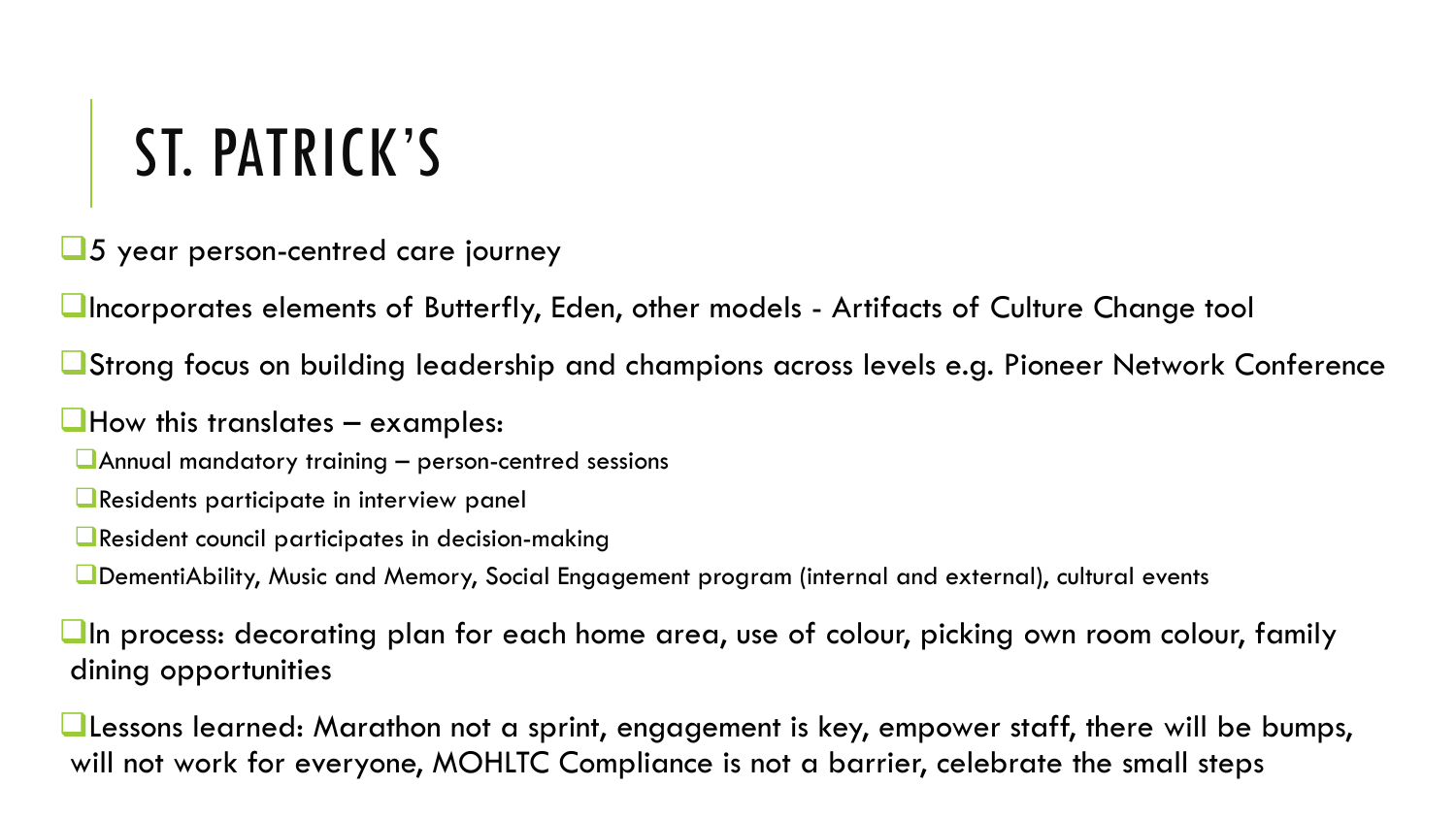# ST. PATRICK'S

- 5 year person-centred care journey
- Incorporates elements of Butterfly, Eden, other models - Artifacts of Culture Change tool
- Strong focus on building leadership and champions across levels e.g. Pioneer Network Conference
- How this translates – examples:
  - Annual mandatory training – person-centred sessions
  - Residents participate in interview panel
  - Resident council participates in decision-making
  - DementiAbility, Music and Memory, Social Engagement program (internal and external), cultural events
- In process: decorating plan for each home area, use of colour, picking own room colour, family dining opportunities
- Lessons learned: Marathon not a sprint, engagement is key, empower staff, there will be bumps, will not work for everyone, MOHLTC Compliance is not a barrier, celebrate the small steps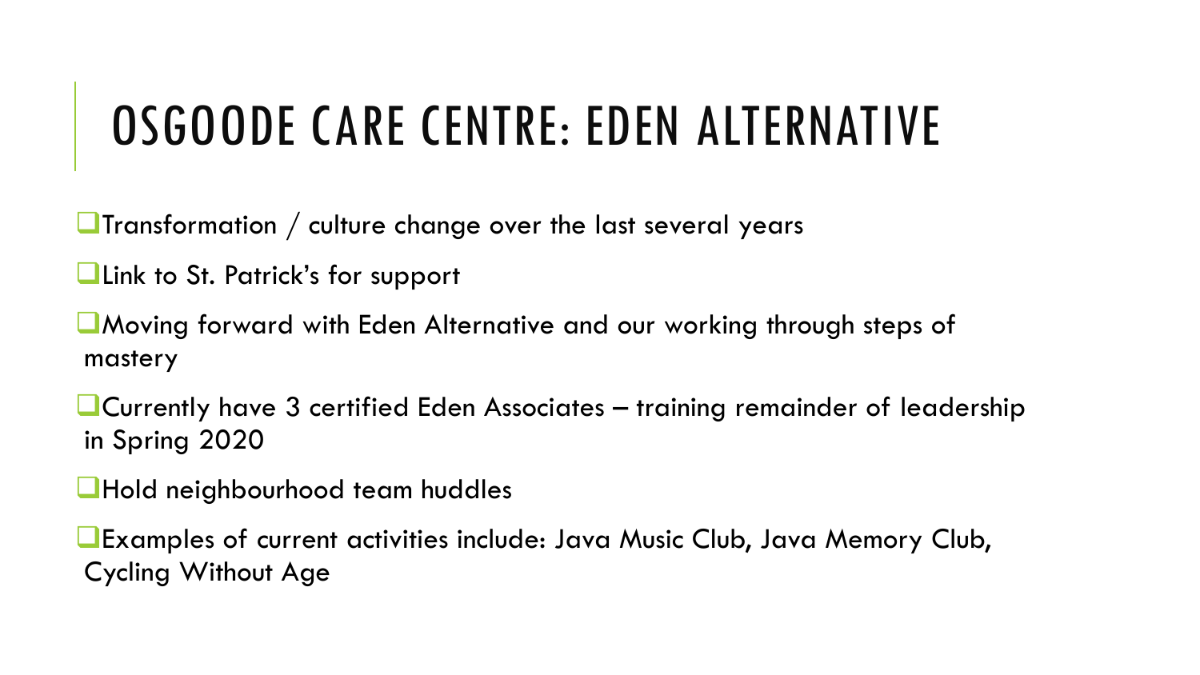# OSGOODE CARE CENTRE: EDEN ALTERNATIVE

- Transformation / culture change over the last several years
- Link to St. Patrick's for support
- Moving forward with Eden Alternative and our working through steps of mastery
- Currently have 3 certified Eden Associates – training remainder of leadership in Spring 2020
- Hold neighbourhood team huddles
- Examples of current activities include: Java Music Club, Java Memory Club, Cycling Without Age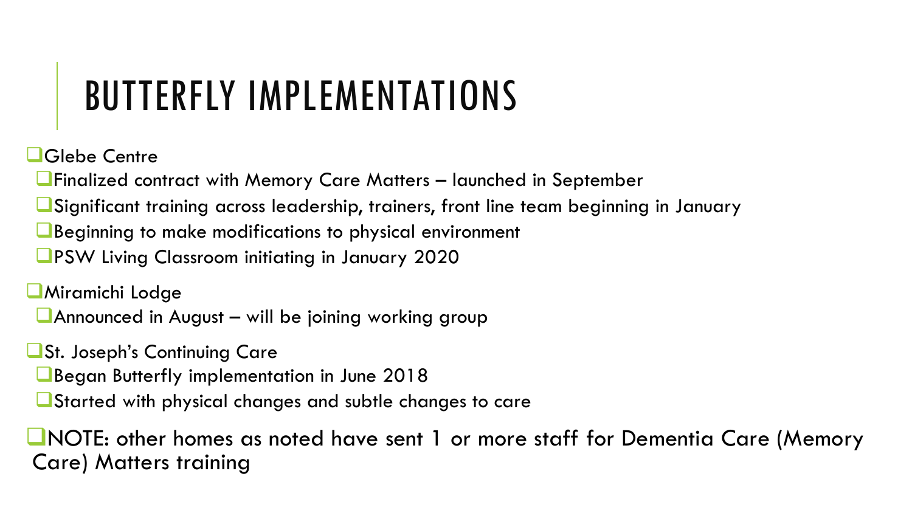# BUTTERFLY IMPLEMENTATIONS

- Glebe Centre
  - Finalized contract with Memory Care Matters – launched in September
  - Significant training across leadership, trainers, front line team beginning in January
  - Beginning to make modifications to physical environment
  - PSW Living Classroom initiating in January 2020
- Miramichi Lodge
  - Announced in August – will be joining working group
- St. Joseph's Continuing Care
  - Began Butterfly implementation in June 2018
  - Started with physical changes and subtle changes to care
- NOTE: other homes as noted have sent 1 or more staff for Dementia Care (Memory Care) Matters training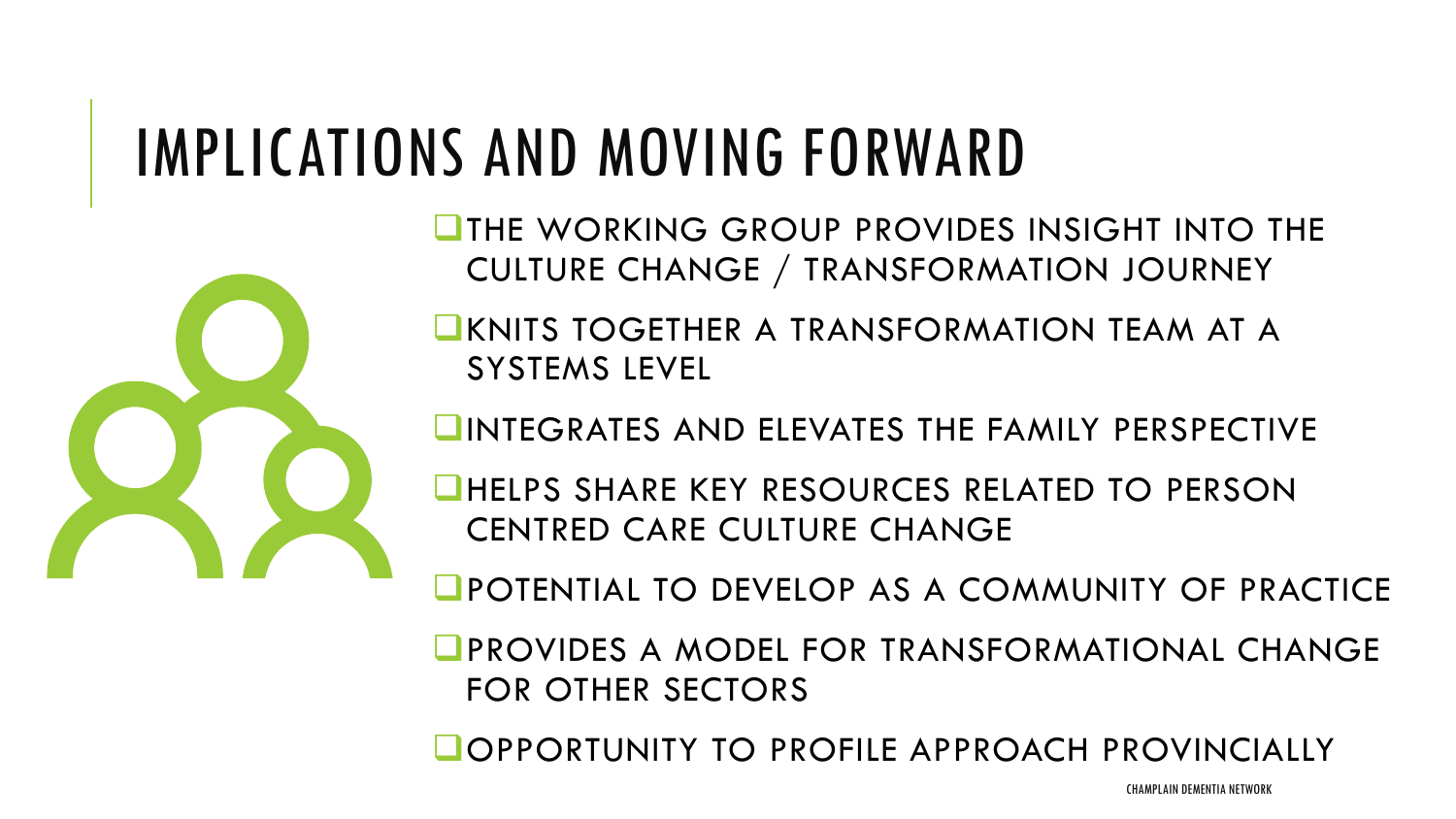# IMPLICATIONS AND MOVING FORWARD

- THE WORKING GROUP PROVIDES INSIGHT INTO THE CULTURE CHANGE / TRANSFORMATION JOURNEY
- KNITS TOGETHER A TRANSFORMATION TEAM AT A SYSTEMS LEVEL
- INTEGRATES AND ELEVATES THE FAMILY PERSPECTIVE
- HELPS SHARE KEY RESOURCES RELATED TO PERSON CENTRED CARE CULTURE CHANGE
- POTENTIAL TO DEVELOP AS A COMMUNITY OF PRACTICE
- PROVIDES A MODEL FOR TRANSFORMATIONAL CHANGE FOR OTHER SECTORS
- OPPORTUNITY TO PROFILE APPROACH PROVINCIALLY